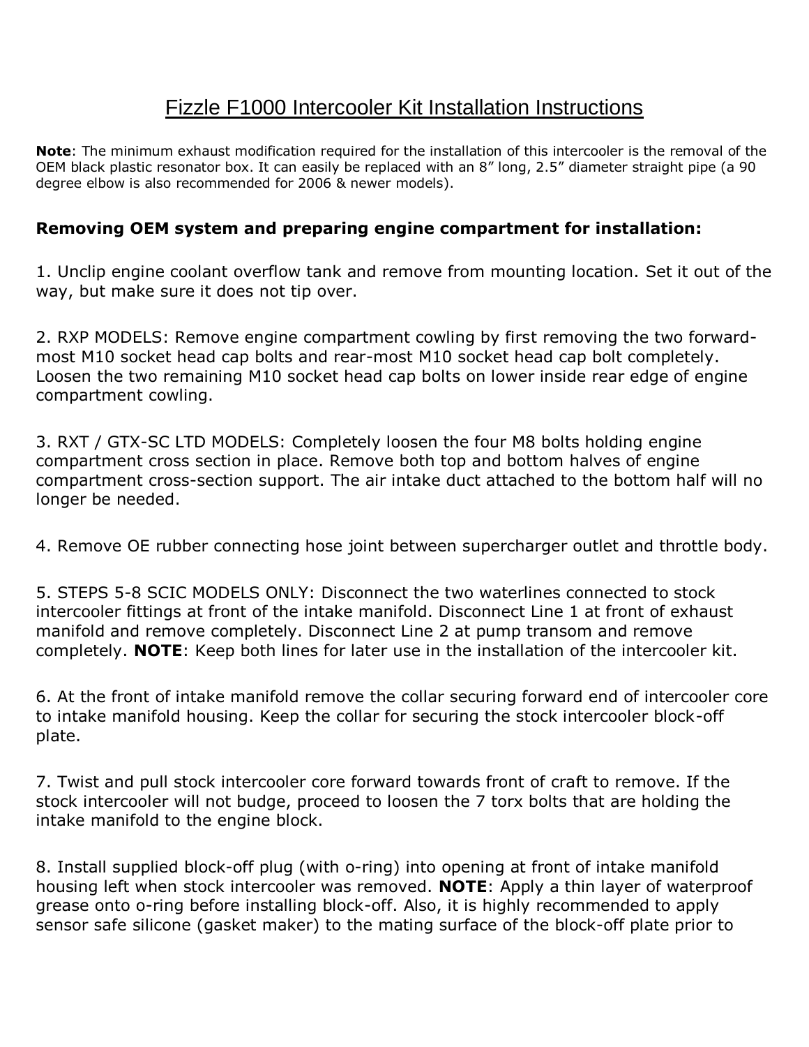# Fizzle F1000 Intercooler Kit Installation Instructions

**Note**: The minimum exhaust modification required for the installation of this intercooler is the removal of the OEM black plastic resonator box. It can easily be replaced with an 8" long, 2.5" diameter straight pipe (a 90 degree elbow is also recommended for 2006 & newer models).

**Removing OEM system and preparing engine compartment for installation:**

1. Unclip engine coolant overflow tank and remove from mounting location. Set it out of the way, but make sure it does not tip over.

2. RXP MODELS: Remove engine compartment cowling by first removing the two forward-most M10 socket head cap bolts and rear-most M10 socket head cap bolt completely. Loosen the two remaining M10 socket head cap bolts on lower inside rear edge of engine compartment cowling.

3. RXT / GTX-SC LTD MODELS: Completely loosen the four M8 bolts holding engine compartment cross section in place. Remove both top and bottom halves of engine compartment cross-section support. The air intake duct attached to the bottom half will no longer be needed.

4. Remove OE rubber connecting hose joint between supercharger outlet and throttle body.

5. STEPS 5-8 SCIC MODELS ONLY: Disconnect the two waterlines connected to stock intercooler fittings at front of the intake manifold. Disconnect Line 1 at front of exhaust manifold and remove completely. Disconnect Line 2 at pump transom and remove completely. **NOTE**: Keep both lines for later use in the installation of the intercooler kit.

6. At the front of intake manifold remove the collar securing forward end of intercooler core to intake manifold housing. Keep the collar for securing the stock intercooler block-off plate.

7. Twist and pull stock intercooler core forward towards front of craft to remove. If the stock intercooler will not budge, proceed to loosen the 7 torx bolts that are holding the intake manifold to the engine block.

8. Install supplied block-off plug (with o-ring) into opening at front of intake manifold housing left when stock intercooler was removed. **NOTE**: Apply a thin layer of waterproof grease onto o-ring before installing block-off. Also, it is highly recommended to apply sensor safe silicone (gasket maker) to the mating surface of the block-off plate prior to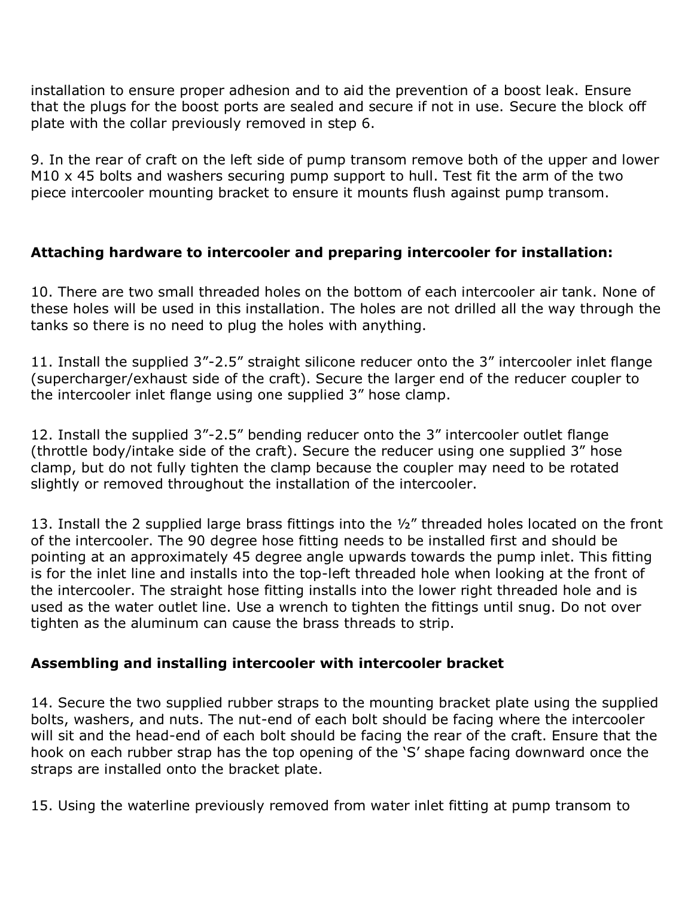installation to ensure proper adhesion and to aid the prevention of a boost leak. Ensure that the plugs for the boost ports are sealed and secure if not in use. Secure the block off plate with the collar previously removed in step 6.

9. In the rear of craft on the left side of pump transom remove both of the upper and lower M10 x 45 bolts and washers securing pump support to hull. Test fit the arm of the two piece intercooler mounting bracket to ensure it mounts flush against pump transom.

**Attaching hardware to intercooler and preparing intercooler for installation:**

10. There are two small threaded holes on the bottom of each intercooler air tank. None of these holes will be used in this installation. The holes are not drilled all the way through the tanks so there is no need to plug the holes with anything.

11. Install the supplied 3”-2.5” straight silicone reducer onto the 3” intercooler inlet flange (supercharger/exhaust side of the craft). Secure the larger end of the reducer coupler to the intercooler inlet flange using one supplied 3” hose clamp.

12. Install the supplied 3”-2.5” bending reducer onto the 3” intercooler outlet flange (throttle body/intake side of the craft). Secure the reducer using one supplied 3” hose clamp, but do not fully tighten the clamp because the coupler may need to be rotated slightly or removed throughout the installation of the intercooler.

13. Install the 2 supplied large brass fittings into the ½” threaded holes located on the front of the intercooler. The 90 degree hose fitting needs to be installed first and should be pointing at an approximately 45 degree angle upwards towards the pump inlet. This fitting is for the inlet line and installs into the top-left threaded hole when looking at the front of the intercooler. The straight hose fitting installs into the lower right threaded hole and is used as the water outlet line. Use a wrench to tighten the fittings until snug. Do not over tighten as the aluminum can cause the brass threads to strip.

**Assembling and installing intercooler with intercooler bracket**

14. Secure the two supplied rubber straps to the mounting bracket plate using the supplied bolts, washers, and nuts. The nut-end of each bolt should be facing where the intercooler will sit and the head-end of each bolt should be facing the rear of the craft. Ensure that the hook on each rubber strap has the top opening of the ‘S’ shape facing downward once the straps are installed onto the bracket plate.

15. Using the waterline previously removed from water inlet fitting at pump transom to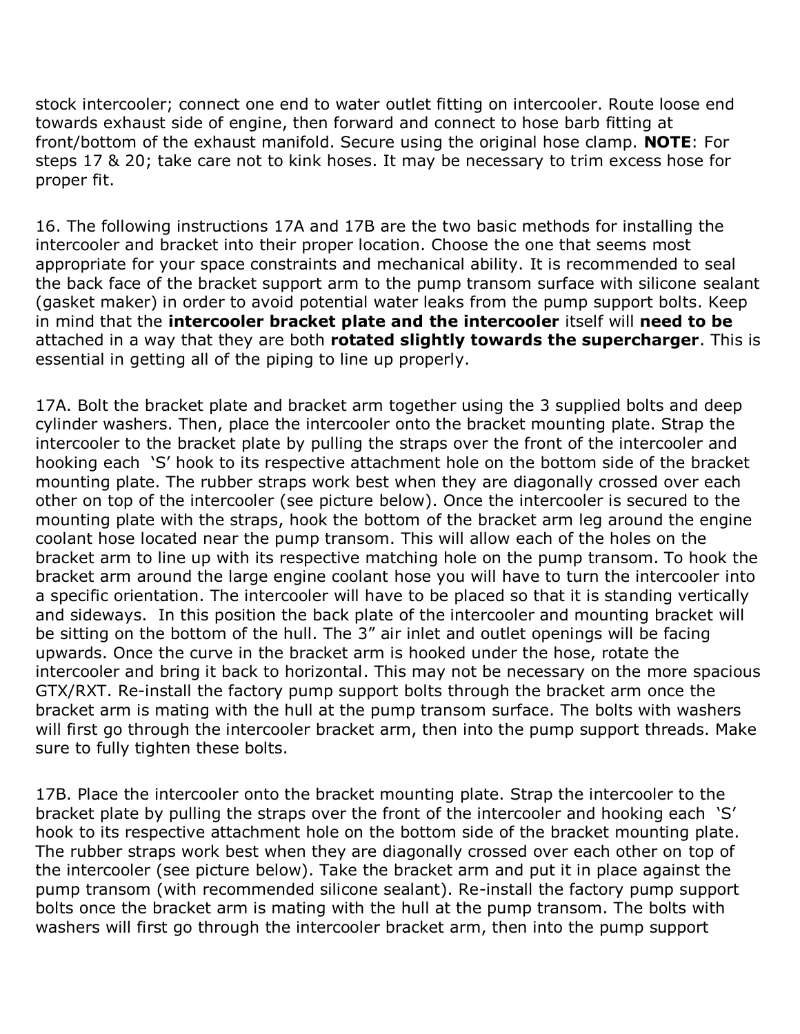stock intercooler; connect one end to water outlet fitting on intercooler. Route loose end towards exhaust side of engine, then forward and connect to hose barb fitting at front/bottom of the exhaust manifold. Secure using the original hose clamp. **NOTE**: For steps 17 & 20; take care not to kink hoses. It may be necessary to trim excess hose for proper fit.

16. The following instructions 17A and 17B are the two basic methods for installing the intercooler and bracket into their proper location. Choose the one that seems most appropriate for your space constraints and mechanical ability. It is recommended to seal the back face of the bracket support arm to the pump transom surface with silicone sealant (gasket maker) in order to avoid potential water leaks from the pump support bolts. Keep in mind that the **intercooler bracket plate and the intercooler** itself will **need to be** attached in a way that they are both **rotated slightly towards the supercharger**. This is essential in getting all of the piping to line up properly.

17A. Bolt the bracket plate and bracket arm together using the 3 supplied bolts and deep cylinder washers. Then, place the intercooler onto the bracket mounting plate. Strap the intercooler to the bracket plate by pulling the straps over the front of the intercooler and hooking each 'S' hook to its respective attachment hole on the bottom side of the bracket mounting plate. The rubber straps work best when they are diagonally crossed over each other on top of the intercooler (see picture below). Once the intercooler is secured to the mounting plate with the straps, hook the bottom of the bracket arm leg around the engine coolant hose located near the pump transom. This will allow each of the holes on the bracket arm to line up with its respective matching hole on the pump transom. To hook the bracket arm around the large engine coolant hose you will have to turn the intercooler into a specific orientation. The intercooler will have to be placed so that it is standing vertically and sideways. In this position the back plate of the intercooler and mounting bracket will be sitting on the bottom of the hull. The 3" air inlet and outlet openings will be facing upwards. Once the curve in the bracket arm is hooked under the hose, rotate the intercooler and bring it back to horizontal. This may not be necessary on the more spacious GTX/RXT. Re-install the factory pump support bolts through the bracket arm once the bracket arm is mating with the hull at the pump transom surface. The bolts with washers will first go through the intercooler bracket arm, then into the pump support threads. Make sure to fully tighten these bolts.

17B. Place the intercooler onto the bracket mounting plate. Strap the intercooler to the bracket plate by pulling the straps over the front of the intercooler and hooking each 'S' hook to its respective attachment hole on the bottom side of the bracket mounting plate. The rubber straps work best when they are diagonally crossed over each other on top of the intercooler (see picture below). Take the bracket arm and put it in place against the pump transom (with recommended silicone sealant). Re-install the factory pump support bolts once the bracket arm is mating with the hull at the pump transom. The bolts with washers will first go through the intercooler bracket arm, then into the pump support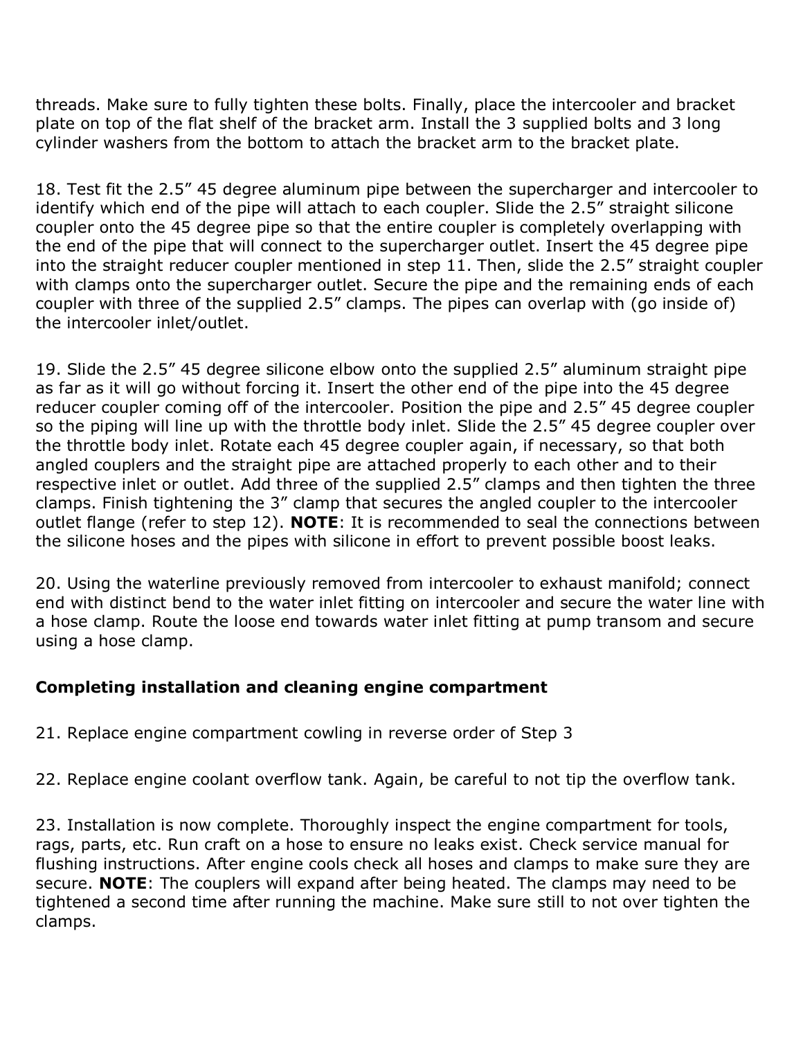threads. Make sure to fully tighten these bolts. Finally, place the intercooler and bracket plate on top of the flat shelf of the bracket arm. Install the 3 supplied bolts and 3 long cylinder washers from the bottom to attach the bracket arm to the bracket plate.

18. Test fit the 2.5” 45 degree aluminum pipe between the supercharger and intercooler to identify which end of the pipe will attach to each coupler. Slide the 2.5” straight silicone coupler onto the 45 degree pipe so that the entire coupler is completely overlapping with the end of the pipe that will connect to the supercharger outlet. Insert the 45 degree pipe into the straight reducer coupler mentioned in step 11. Then, slide the 2.5” straight coupler with clamps onto the supercharger outlet. Secure the pipe and the remaining ends of each coupler with three of the supplied 2.5” clamps. The pipes can overlap with (go inside of) the intercooler inlet/outlet.

19. Slide the 2.5” 45 degree silicone elbow onto the supplied 2.5” aluminum straight pipe as far as it will go without forcing it. Insert the other end of the pipe into the 45 degree reducer coupler coming off of the intercooler. Position the pipe and 2.5” 45 degree coupler so the piping will line up with the throttle body inlet. Slide the 2.5” 45 degree coupler over the throttle body inlet. Rotate each 45 degree coupler again, if necessary, so that both angled couplers and the straight pipe are attached properly to each other and to their respective inlet or outlet. Add three of the supplied 2.5” clamps and then tighten the three clamps. Finish tightening the 3” clamp that secures the angled coupler to the intercooler outlet flange (refer to step 12). **NOTE**: It is recommended to seal the connections between the silicone hoses and the pipes with silicone in effort to prevent possible boost leaks.

20. Using the waterline previously removed from intercooler to exhaust manifold; connect end with distinct bend to the water inlet fitting on intercooler and secure the water line with a hose clamp. Route the loose end towards water inlet fitting at pump transom and secure using a hose clamp.

### Completing installation and cleaning engine compartment

21. Replace engine compartment cowling in reverse order of Step 3

22. Replace engine coolant overflow tank. Again, be careful to not tip the overflow tank.

23. Installation is now complete. Thoroughly inspect the engine compartment for tools, rags, parts, etc. Run craft on a hose to ensure no leaks exist. Check service manual for flushing instructions. After engine cools check all hoses and clamps to make sure they are secure. **NOTE**: The couplers will expand after being heated. The clamps may need to be tightened a second time after running the machine. Make sure still to not over tighten the clamps.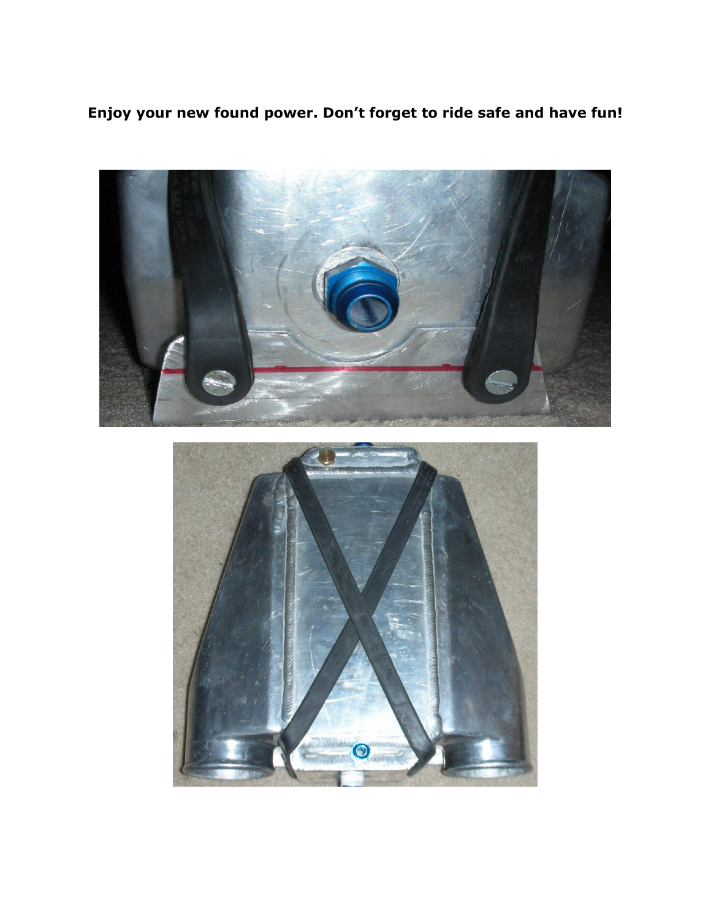**Enjoy your new found power. Don't forget to ride safe and have fun!**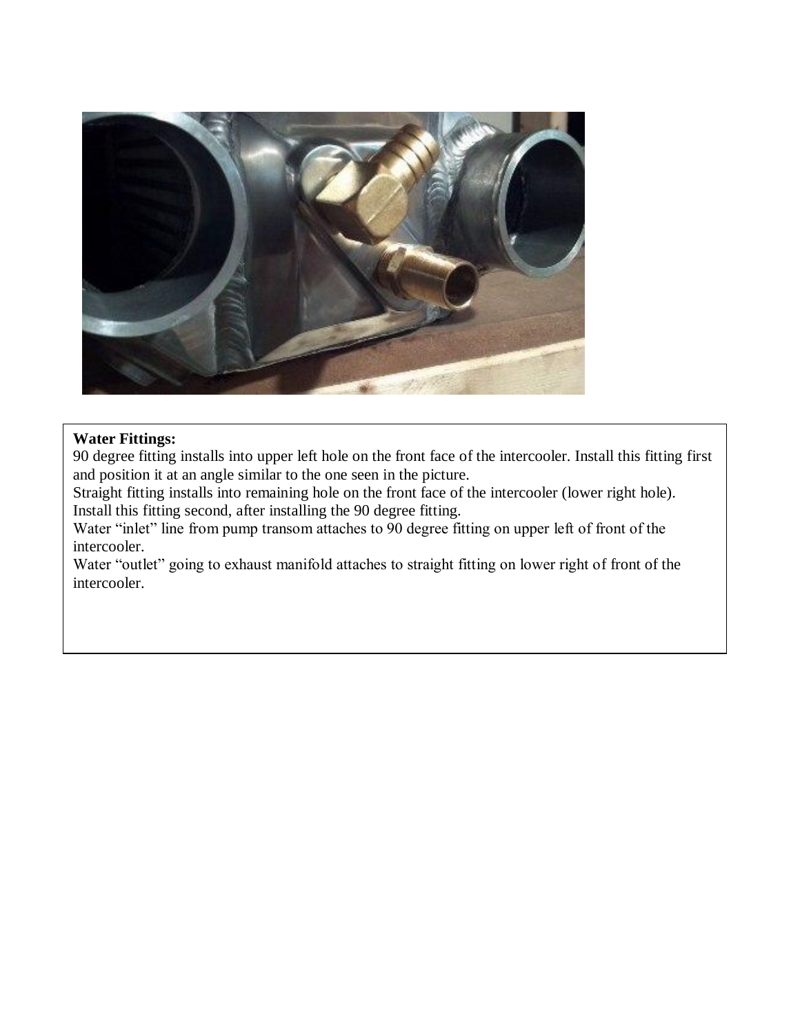**Water Fittings:**

90 degree fitting installs into upper left hole on the front face of the intercooler. Install this fitting first and position it at an angle similar to the one seen in the picture.

Straight fitting installs into remaining hole on the front face of the intercooler (lower right hole). Install this fitting second, after installing the 90 degree fitting.

Water "inlet" line from pump transom attaches to 90 degree fitting on upper left of front of the intercooler.

Water "outlet" going to exhaust manifold attaches to straight fitting on lower right of front of the intercooler.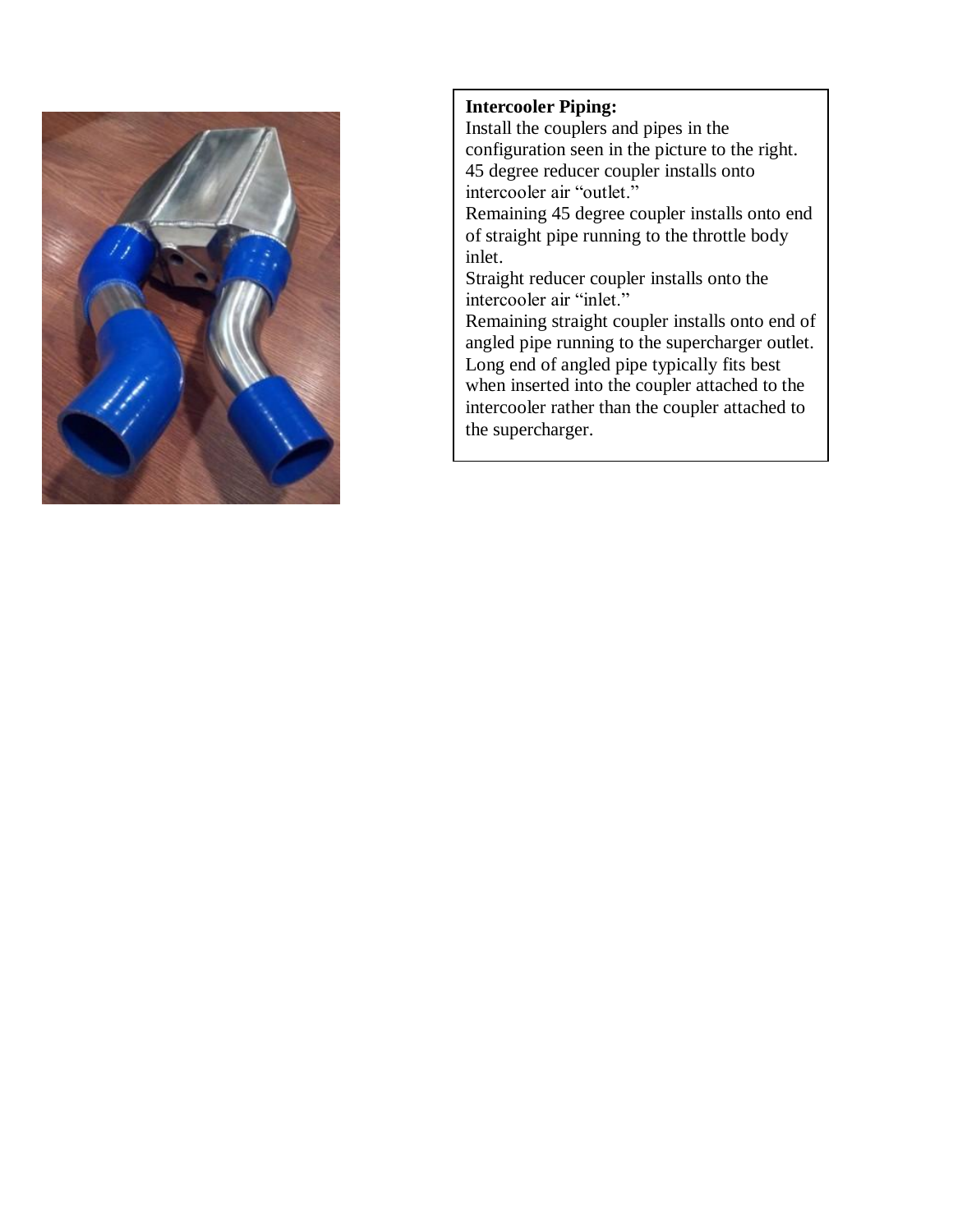**Intercooler Piping:**

Install the couplers and pipes in the configuration seen in the picture to the right.

45 degree reducer coupler installs onto intercooler air “outlet.”

Remaining 45 degree coupler installs onto end of straight pipe running to the throttle body inlet.

Straight reducer coupler installs onto the intercooler air “inlet.”

Remaining straight coupler installs onto end of angled pipe running to the supercharger outlet.

Long end of angled pipe typically fits best when inserted into the coupler attached to the intercooler rather than the coupler attached to the supercharger.